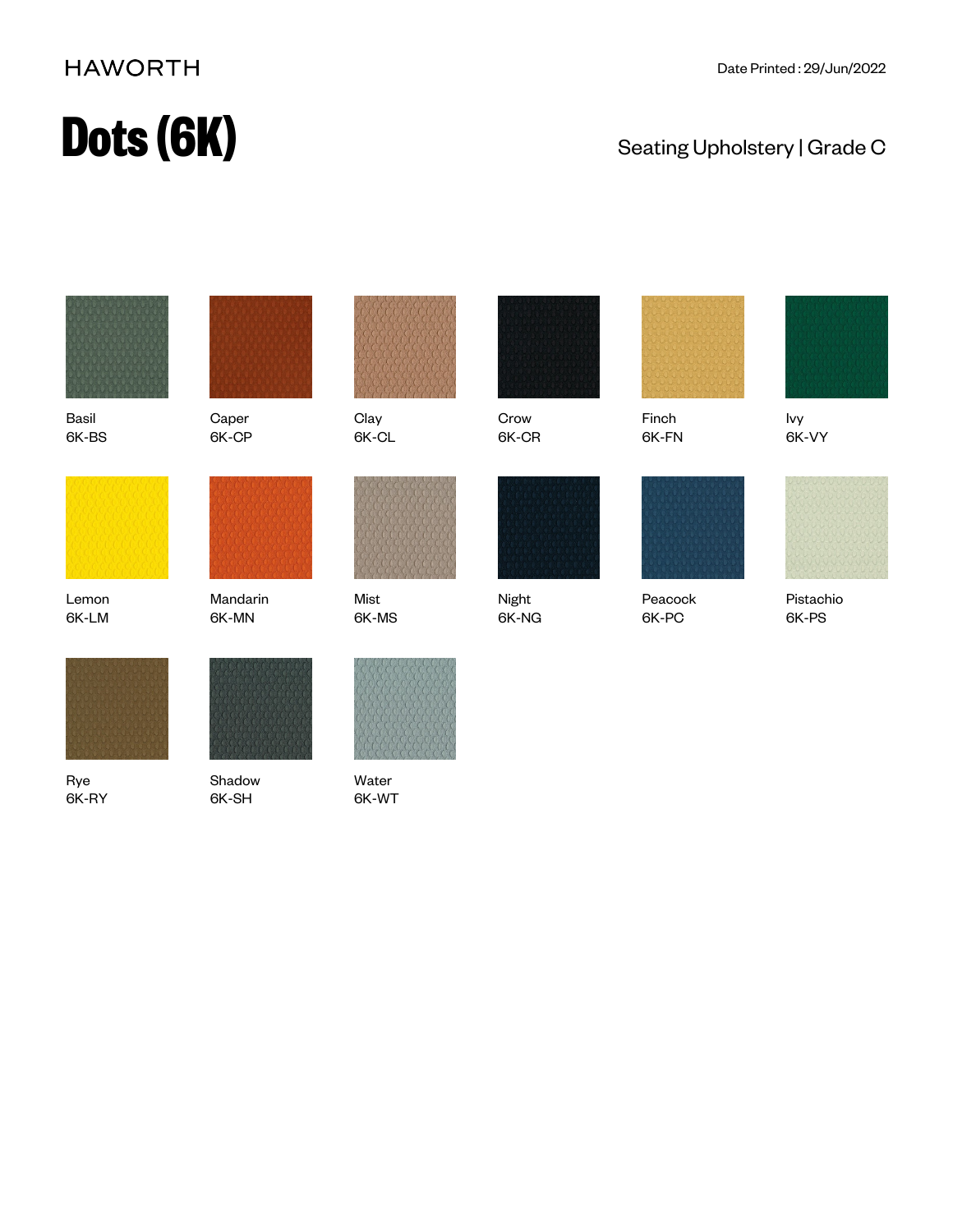HAWORTH

Date Printed : 29/Jun/2022

# Dots (6K)

Seating Upholstery | Grade C

Basil
6K-BS

Caper
6K-CP

Clay
6K-CL

Crow
6K-CR

Finch
6K-FN

Ivy
6K-VY

Lemon
6K-LM

Mandarin
6K-MN

Mist
6K-MS

Night
6K-NG

Peacock
6K-PC

Pistachio
6K-PS

Rye
6K-RY

Shadow
6K-SH

Water
6K-WT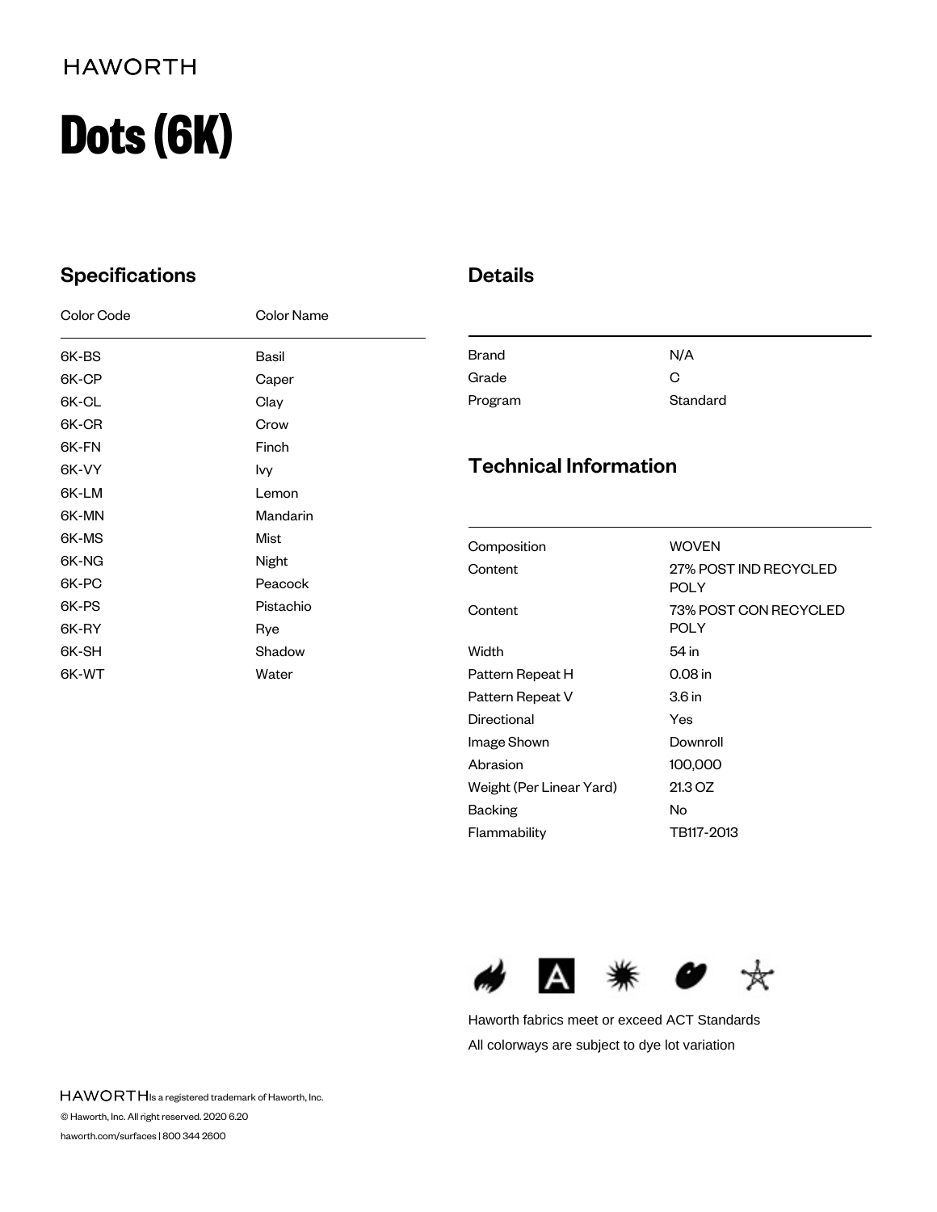HAWORTH

# Dots (6K)

## Specifications

| Color Code | Color Name |
|---|---|
| 6K-BS | Basil |
| 6K-CP | Caper |
| 6K-CL | Clay |
| 6K-CR | Crow |
| 6K-FN | Finch |
| 6K-VY | Ivy |
| 6K-LM | Lemon |
| 6K-MN | Mandarin |
| 6K-MS | Mist |
| 6K-NG | Night |
| 6K-PC | Peacock |
| 6K-PS | Pistachio |
| 6K-RY | Rye |
| 6K-SH | Shadow |
| 6K-WT | Water |

## Details

| | |
|---|---|
| Brand | N/A |
| Grade | C |
| Program | Standard |

## Technical Information

| | |
|---|---|
| Composition | WOVEN |
| Content | 27% POST IND RECYCLED POLY |
| Content | 73% POST CON RECYCLED POLY |
| Width | 54 in |
| Pattern Repeat H | 0.08 in |
| Pattern Repeat V | 3.6 in |
| Directional | Yes |
| Image Shown | Downroll |
| Abrasion | 100,000 |
| Weight (Per Linear Yard) | 21.3 OZ |
| Backing | No |
| Flammability | TB117-2013 |

Haworth fabrics meet or exceed ACT Standards

All colorways are subject to dye lot variation

HAWORTH Is a registered trademark of Haworth, Inc.

© Haworth, Inc. All right reserved. 2020 6.20

haworth.com/surfaces | 800 344 2600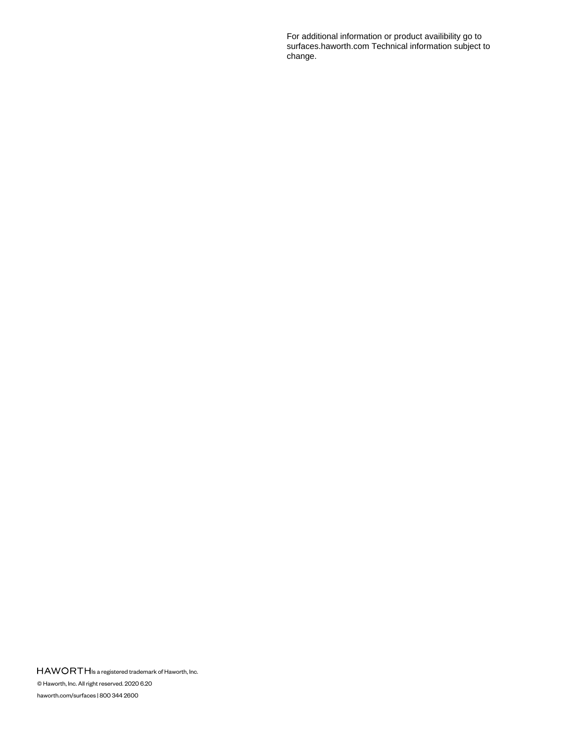For additional information or product availibility go to surfaces.haworth.com Technical information subject to change.

HAWORTH Is a registered trademark of Haworth, Inc.

© Haworth, Inc. All right reserved. 2020 6.20

haworth.com/surfaces | 800 344 2600